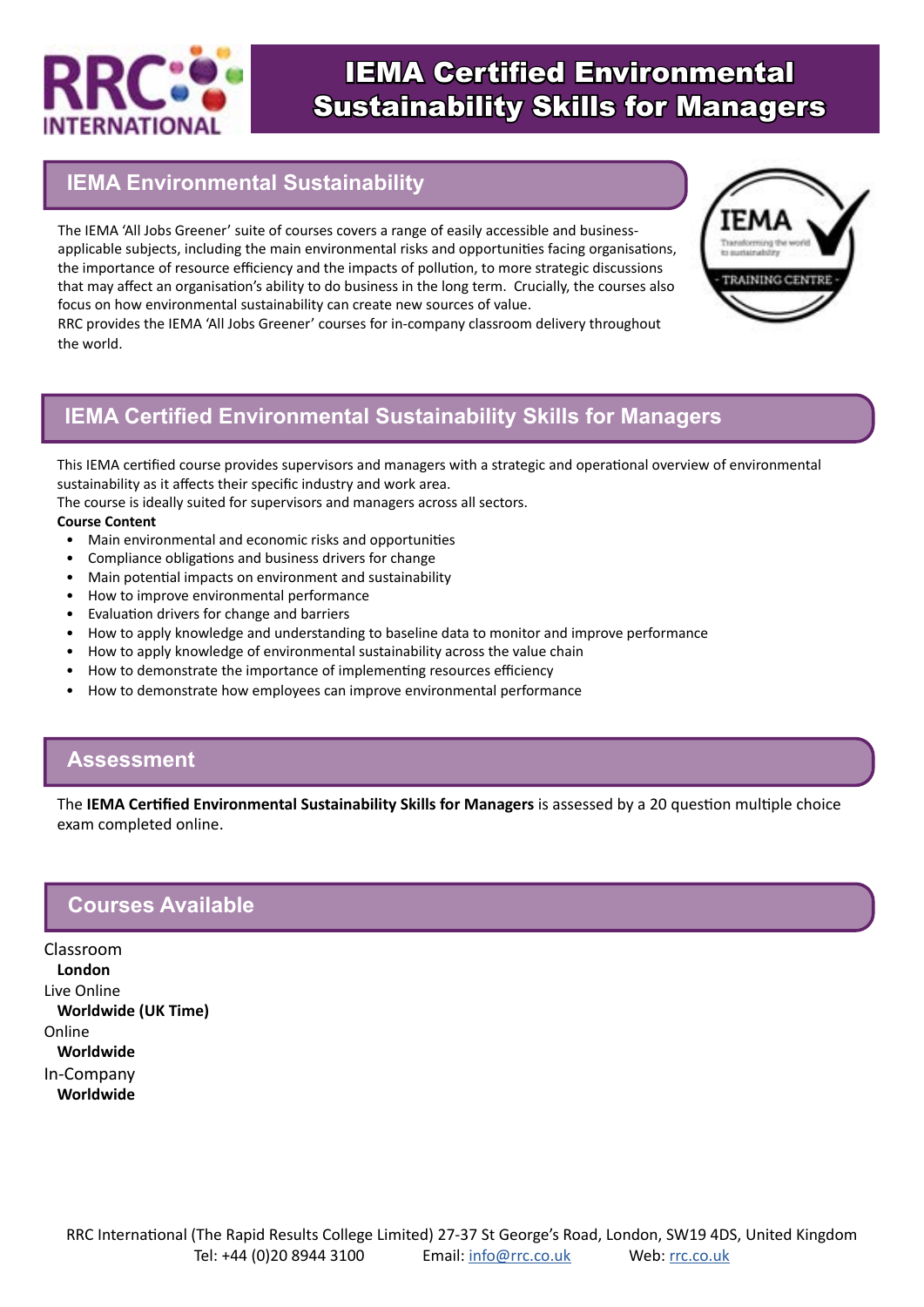# IEMA Certified Environmental Sustainability Skills for Managers

## IEMA Environmental Sustainability

The IEMA 'All Jobs Greener' suite of courses covers a range of easily accessible and business-applicable subjects, including the main environmental risks and opportunities facing organisations, the importance of resource efficiency and the impacts of pollution, to more strategic discussions that may affect an organisation's ability to do business in the long term. Crucially, the courses also focus on how environmental sustainability can create new sources of value.
RRC provides the IEMA 'All Jobs Greener' courses for in-company classroom delivery throughout the world.

## IEMA Certified Environmental Sustainability Skills for Managers

This IEMA certified course provides supervisors and managers with a strategic and operational overview of environmental sustainability as it affects their specific industry and work area.
The course is ideally suited for supervisors and managers across all sectors.

**Course Content**

- Main environmental and economic risks and opportunities
- Compliance obligations and business drivers for change
- Main potential impacts on environment and sustainability
- How to improve environmental performance
- Evaluation drivers for change and barriers
- How to apply knowledge and understanding to baseline data to monitor and improve performance
- How to apply knowledge of environmental sustainability across the value chain
- How to demonstrate the importance of implementing resources efficiency
- How to demonstrate how employees can improve environmental performance

## Assessment

The **IEMA Certified Environmental Sustainability Skills for Managers** is assessed by a 20 question multiple choice exam completed online.

## Courses Available

Classroom
**London**
Live Online
**Worldwide (UK Time)**
Online
**Worldwide**
In-Company
**Worldwide**

RRC International (The Rapid Results College Limited) 27-37 St George's Road, London, SW19 4DS, United Kingdom
Tel: +44 (0)20 8944 3100 Email: info@rrc.co.uk Web: rrc.co.uk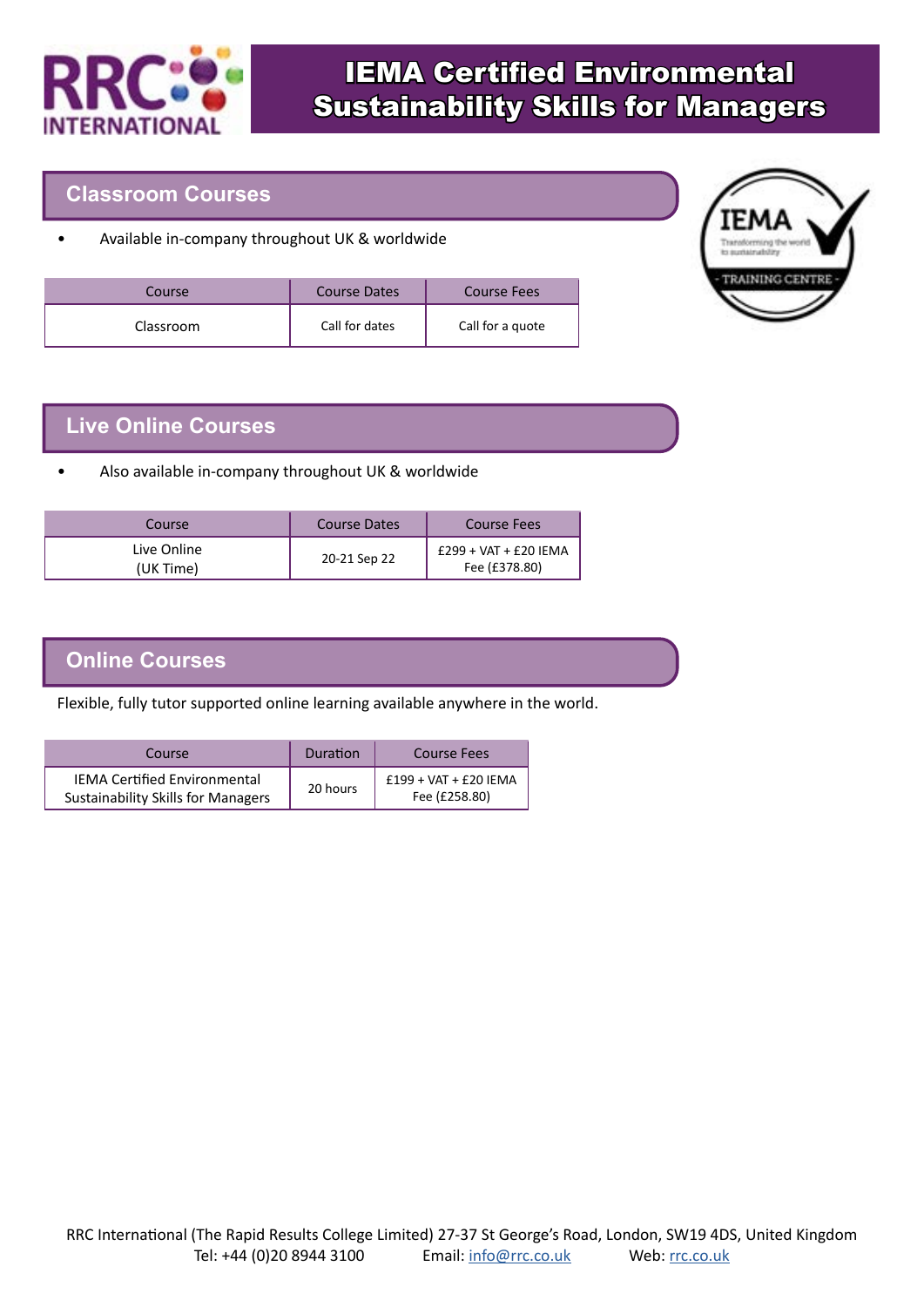# IEMA Certified Environmental Sustainability Skills for Managers

## Classroom Courses

- Available in-company throughout UK & worldwide

| Course | Course Dates | Course Fees |
|---|---|---|
| Classroom | Call for dates | Call for a quote |

## Live Online Courses

- Also available in-company throughout UK & worldwide

| Course | Course Dates | Course Fees |
|---|---|---|
| Live Online (UK Time) | 20-21 Sep 22 | £299 + VAT + £20 IEMA Fee (£378.80) |

## Online Courses

Flexible, fully tutor supported online learning available anywhere in the world.

| Course | Duration | Course Fees |
|---|---|---|
| IEMA Certified Environmental Sustainability Skills for Managers | 20 hours | £199 + VAT + £20 IEMA Fee (£258.80) |

RRC International (The Rapid Results College Limited) 27-37 St George's Road, London, SW19 4DS, United Kingdom
Tel: +44 (0)20 8944 3100 Email: info@rrc.co.uk Web: rrc.co.uk